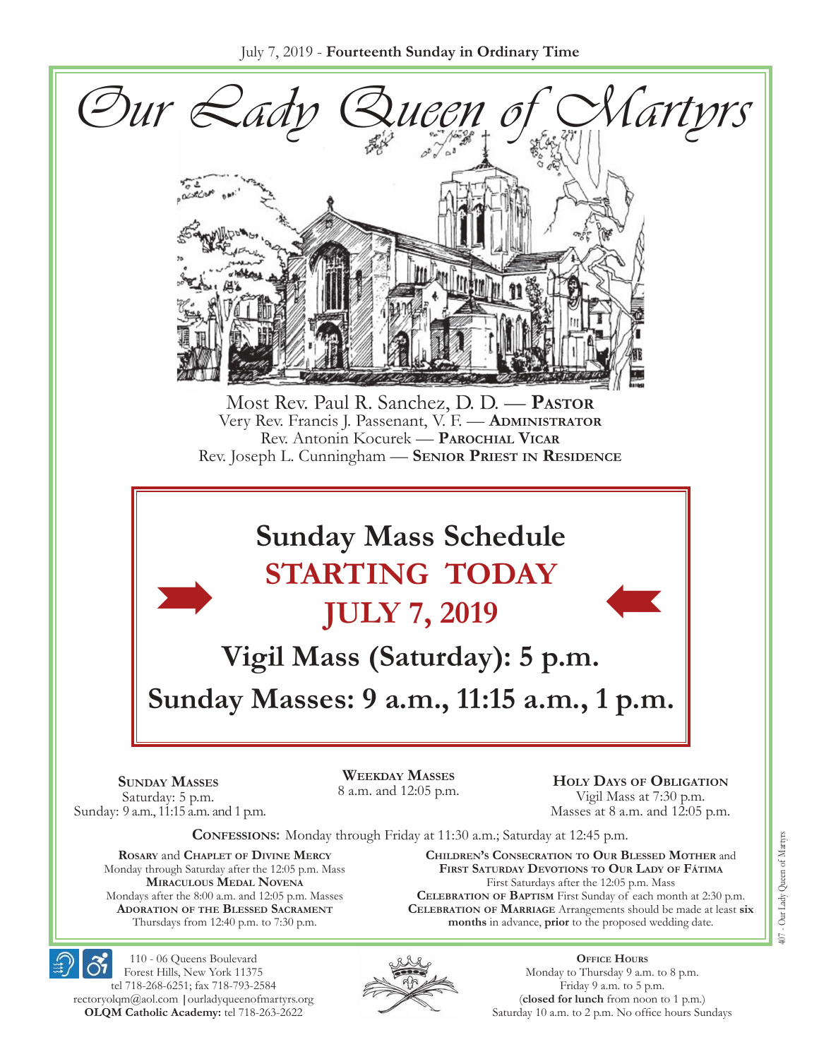July 7, 2019 - **Fourteenth Sunday in Ordinary Time**

# Our Lady Queen of Martyrs

Most Rev. Paul R. Sanchez, D. D. — **Pastor**
Very Rev. Francis J. Passenant, V. F. — **Administrator**
Rev. Antonin Kocurek — **Parochial Vicar**
Rev. Joseph L. Cunningham — **Senior Priest in Residence**

## Sunday Mass Schedule
## STARTING TODAY
## JULY 7, 2019

### Vigil Mass (Saturday): 5 p.m.
### Sunday Masses: 9 a.m., 11:15 a.m., 1 p.m.

**Sunday Masses**
Saturday: 5 p.m.
Sunday: 9 a.m., 11:15 a.m. and 1 p.m.

**Weekday Masses**
8 a.m. and 12:05 p.m.

**Holy Days of Obligation**
Vigil Mass at 7:30 p.m.
Masses at 8 a.m. and 12:05 p.m.

**Confessions:** Monday through Friday at 11:30 a.m.; Saturday at 12:45 p.m.

**Rosary** and **Chaplet of Divine Mercy**
Monday through Saturday after the 12:05 p.m. Mass
**Miraculous Medal Novena**
Mondays after the 8:00 a.m. and 12:05 p.m. Masses
**Adoration of the Blessed Sacrament**
Thursdays from 12:40 p.m. to 7:30 p.m.

**Children's Consecration to Our Blessed Mother** and
**First Saturday Devotions to Our Lady of Fátima**
First Saturdays after the 12:05 p.m. Mass
**Celebration of Baptism** First Sunday of each month at 2:30 p.m.
**Celebration of Marriage** Arrangements should be made at least **six months** in advance, **prior** to the proposed wedding date.

110 - 06 Queens Boulevard
Forest Hills, New York 11375
tel 718-268-6251; fax 718-793-2584
rectoryolqm@aol.com | ourladyqueenofmartyrs.org
**OLQM Catholic Academy:** tel 718-263-2622

**Office Hours**
Monday to Thursday 9 a.m. to 8 p.m.
Friday 9 a.m. to 5 p.m.
(**closed for lunch** from noon to 1 p.m.)
Saturday 10 a.m. to 2 p.m. No office hours Sundays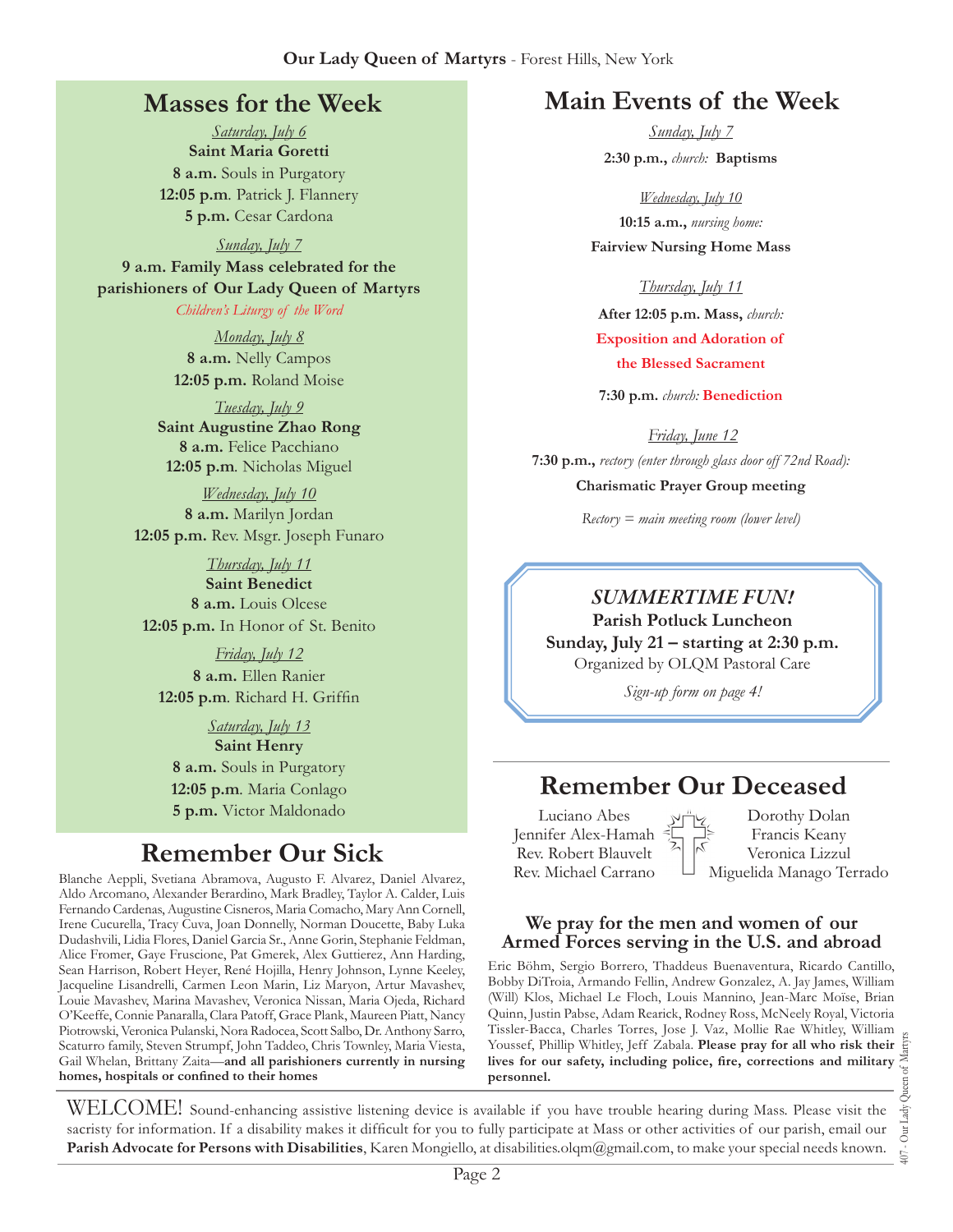# Masses for the Week

*Saturday, July 6*
**Saint Maria Goretti**
**8 a.m.** Souls in Purgatory
**12:05 p.m**. Patrick J. Flannery
**5 p.m.** Cesar Cardona

*Sunday, July 7*
**9 a.m. Family Mass celebrated for the parishioners of Our Lady Queen of Martyrs**
*Children's Liturgy of the Word*

*Monday, July 8*
**8 a.m.** Nelly Campos
**12:05 p.m.** Roland Moise

*Tuesday, July 9*
**Saint Augustine Zhao Rong**
**8 a.m.** Felice Pacchiano
**12:05 p.m**. Nicholas Miguel

*Wednesday, July 10*
**8 a.m.** Marilyn Jordan
**12:05 p.m.** Rev. Msgr. Joseph Funaro

*Thursday, July 11*
**Saint Benedict**
**8 a.m.** Louis Olcese
**12:05 p.m.** In Honor of St. Benito

*Friday, July 12*
**8 a.m.** Ellen Ranier
**12:05 p.m**. Richard H. Griffin

*Saturday, July 13*
**Saint Henry**
**8 a.m.** Souls in Purgatory
**12:05 p.m**. Maria Conlago
**5 p.m.** Victor Maldonado

# Remember Our Sick

Blanche Aeppli, Svetiana Abramova, Augusto F. Alvarez, Daniel Alvarez, Aldo Arcomano, Alexander Berardino, Mark Bradley, Taylor A. Calder, Luis Fernando Cardenas, Augustine Cisneros, Maria Comacho, Mary Ann Cornell, Irene Cucurella, Tracy Cuva, Joan Donnelly, Norman Doucette, Baby Luka Dudashvili, Lidia Flores, Daniel Garcia Sr., Anne Gorin, Stephanie Feldman, Alice Fromer, Gaye Fruscione, Pat Gmerek, Alex Guttierez, Ann Harding, Sean Harrison, Robert Heyer, René Hojilla, Henry Johnson, Lynne Keeley, Jacqueline Lisandrelli, Carmen Leon Marin, Liz Maryon, Artur Mavashev, Louie Mavashev, Marina Mavashev, Veronica Nissan, Maria Ojeda, Richard O'Keeffe, Connie Panaralla, Clara Patoff, Grace Plank, Maureen Piatt, Nancy Piotrowski, Veronica Pulanski, Nora Radocea, Scott Salbo, Dr. Anthony Sarro, Scaturro family, Steven Strumpf, John Taddeo, Chris Townley, Maria Viesta, Gail Whelan, Brittany Zaita—**and all parishioners currently in nursing homes, hospitals or confined to their homes**

# Main Events of the Week

*Sunday, July 7*
**2:30 p.m.,** *church:* **Baptisms**

*Wednesday, July 10*
**10:15 a.m.,** *nursing home:*
**Fairview Nursing Home Mass**

*Thursday, July 11*
**After 12:05 p.m. Mass,** *church:*
**Exposition and Adoration of the Blessed Sacrament**

**7:30 p.m.** *church:* **Benediction**

*Friday, June 12*
**7:30 p.m.,** *rectory (enter through glass door off 72nd Road):*
**Charismatic Prayer Group meeting**

*Rectory = main meeting room (lower level)*

***SUMMERTIME FUN!***
**Parish Potluck Luncheon**
**Sunday, July 21 – starting at 2:30 p.m.**
Organized by OLQM Pastoral Care
*Sign-up form on page 4!*

# Remember Our Deceased

Luciano Abes
Jennifer Alex-Hamah
Rev. Robert Blauvelt
Rev. Michael Carrano
Dorothy Dolan
Francis Keany
Veronica Lizzul
Miguelida Manago Terrado

## We pray for the men and women of our Armed Forces serving in the U.S. and abroad

Eric Böhm, Sergio Borrero, Thaddeus Buenaventura, Ricardo Cantillo, Bobby DiTroia, Armando Fellin, Andrew Gonzalez, A. Jay James, William (Will) Klos, Michael Le Floch, Louis Mannino, Jean-Marc Moïse, Brian Quinn, Justin Pabse, Adam Rearick, Rodney Ross, McNeely Royal, Victoria Tissler-Bacca, Charles Torres, Jose J. Vaz, Mollie Rae Whitley, William Youssef, Phillip Whitley, Jeff Zabala. **Please pray for all who risk their lives for our safety, including police, fire, corrections and military personnel.**

WELCOME! Sound-enhancing assistive listening device is available if you have trouble hearing during Mass. Please visit the sacristy for information. If a disability makes it difficult for you to fully participate at Mass or other activities of our parish, email our **Parish Advocate for Persons with Disabilities**, Karen Mongiello, at disabilities.olqm@gmail.com, to make your special needs known.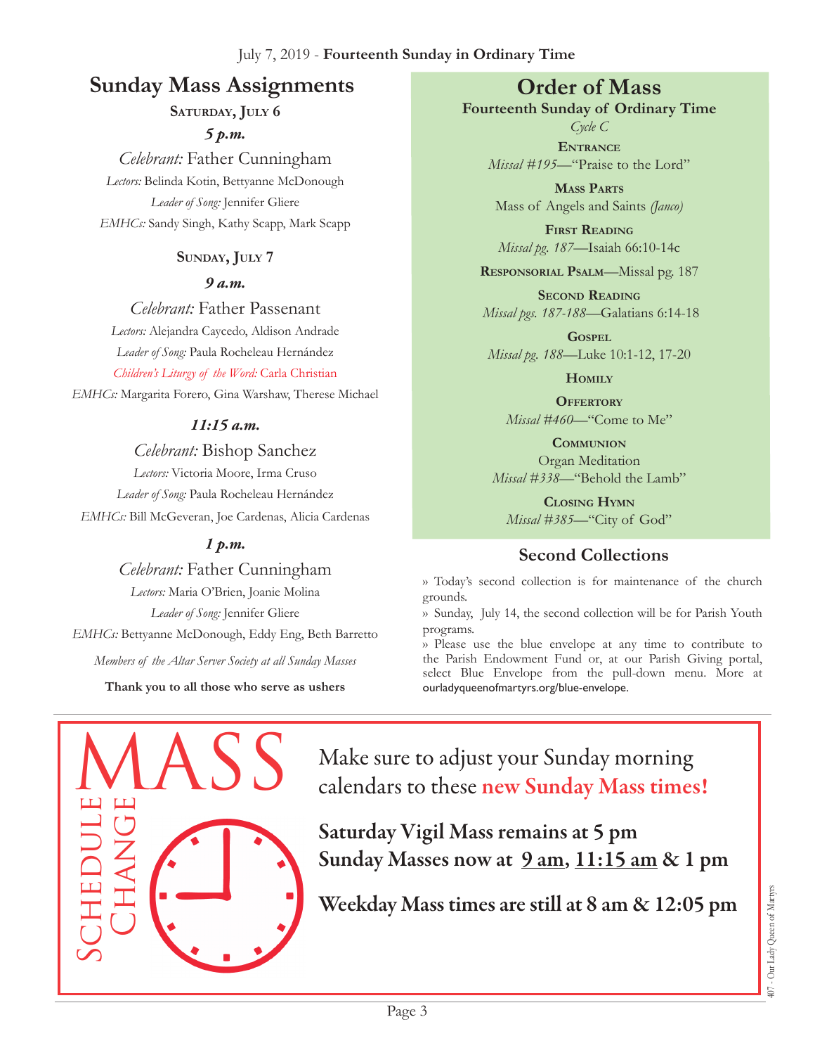July 7, 2019 - **Fourteenth Sunday in Ordinary Time**

## Sunday Mass Assignments

**Saturday, July 6**

***5 p.m.***

*Celebrant:* Father Cunningham

*Lectors:* Belinda Kotin, Bettyanne McDonough

*Leader of Song:* Jennifer Gliere

*EMHCs:* Sandy Singh, Kathy Scapp, Mark Scapp

**Sunday, July 7**

***9 a.m.***

*Celebrant:* Father Passenant

*Lectors:* Alejandra Caycedo, Aldison Andrade

*Leader of Song:* Paula Rocheleau Hernández

*Children's Liturgy of the Word:* Carla Christian

*EMHCs:* Margarita Forero, Gina Warshaw, Therese Michael

***11:15 a.m.***

*Celebrant:* Bishop Sanchez

*Lectors:* Victoria Moore, Irma Cruso

*Leader of Song:* Paula Rocheleau Hernández

*EMHCs:* Bill McGeveran, Joe Cardenas, Alicia Cardenas

***1 p.m.***

*Celebrant:* Father Cunningham

*Lectors:* Maria O'Brien, Joanie Molina

*Leader of Song:* Jennifer Gliere

*EMHCs:* Bettyanne McDonough, Eddy Eng, Beth Barretto

*Members of the Altar Server Society at all Sunday Masses*

**Thank you to all those who serve as ushers**

## Order of Mass

**Fourteenth Sunday of Ordinary Time**

*Cycle C*

**Entrance**
*Missal #195*—"Praise to the Lord"

**Mass Parts**
Mass of Angels and Saints *(Janco)*

**First Reading**
*Missal pg. 187*—Isaiah 66:10-14c

**Responsorial Psalm**—Missal pg. 187

**Second Reading**
*Missal pgs. 187-188*—Galatians 6:14-18

**Gospel**
*Missal pg. 188*—Luke 10:1-12, 17-20

**Homily**

**Offertory**
*Missal #460*—"Come to Me"

**Communion**
Organ Meditation
*Missal #338*—"Behold the Lamb"

**Closing Hymn**
*Missal #385*—"City of God"

## Second Collections

» Today's second collection is for maintenance of the church grounds.

» Sunday, July 14, the second collection will be for Parish Youth programs.

» Please use the blue envelope at any time to contribute to the Parish Endowment Fund or, at our Parish Giving portal, select Blue Envelope from the pull-down menu. More at ourladyqueenofmartyrs.org/blue-envelope.

# MASS SCHEDULE CHANGE

Make sure to adjust your Sunday morning calendars to these **new Sunday Mass times!**

**Saturday Vigil Mass remains at 5 pm**
**Sunday Masses now at 9 am, 11:15 am & 1 pm**

**Weekday Mass times are still at 8 am & 12:05 pm**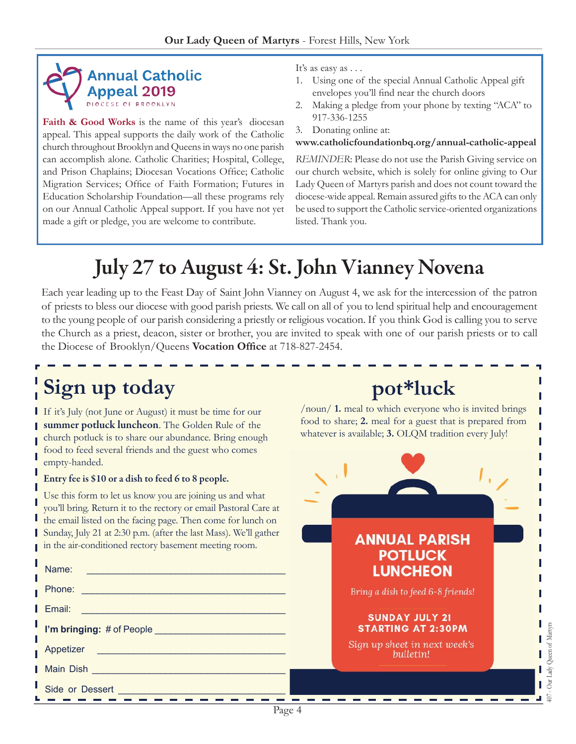## Annual Catholic Appeal 2019

DIOCESE OF BROOKLYN

**Faith & Good Works** is the name of this year's diocesan appeal. This appeal supports the daily work of the Catholic church throughout Brooklyn and Queens in ways no one parish can accomplish alone. Catholic Charities; Hospital, College, and Prison Chaplains; Diocesan Vocations Office; Catholic Migration Services; Office of Faith Formation; Futures in Education Scholarship Foundation—all these programs rely on our Annual Catholic Appeal support. If you have not yet made a gift or pledge, you are welcome to contribute.

It's as easy as . . .

1. Using one of the special Annual Catholic Appeal gift envelopes you'll find near the church doors
2. Making a pledge from your phone by texting "ACA" to 917-336-1255
3. Donating online at:

**www.catholicfoundationbq.org/annual-catholic-appeal**

*REMINDER*: Please do not use the Parish Giving service on our church website, which is solely for online giving to Our Lady Queen of Martyrs parish and does not count toward the diocese-wide appeal. Remain assured gifts to the ACA can only be used to support the Catholic service-oriented organizations listed. Thank you.

# July 27 to August 4: St. John Vianney Novena

Each year leading up to the Feast Day of Saint John Vianney on August 4, we ask for the intercession of the patron of priests to bless our diocese with good parish priests. We call on all of you to lend spiritual help and encouragement to the young people of our parish considering a priestly or religious vocation. If you think God is calling you to serve the Church as a priest, deacon, sister or brother, you are invited to speak with one of our parish priests or to call the Diocese of Brooklyn/Queens **Vocation Office** at 718-827-2454.

## Sign up today

If it's July (not June or August) it must be time for our **summer potluck luncheon**. The Golden Rule of the church potluck is to share our abundance. Bring enough food to feed several friends and the guest who comes empty-handed.

**Entry fee is $10 or a dish to feed 6 to 8 people.**

Use this form to let us know you are joining us and what you'll bring. Return it to the rectory or email Pastoral Care at the email listed on the facing page. Then come for lunch on Sunday, July 21 at 2:30 p.m. (after the last Mass). We'll gather in the air-conditioned rectory basement meeting room.

Name: ______________________________

Phone: ______________________________

Email: ______________________________

**I'm bringing:** # of People ______________________

Appetizer ______________________________

Main Dish ______________________________

Side or Dessert ______________________________

## pot*luck

/noun/ **1.** meal to which everyone who is invited brings food to share; **2.** meal for a guest that is prepared from whatever is available; **3.** OLQM tradition every July!

**ANNUAL PARISH POTLUCK LUNCHEON**

*Bring a dish to feed 6-8 friends!*

**SUNDAY JULY 21 STARTING AT 2:30PM**

*Sign up sheet in next week's bulletin!*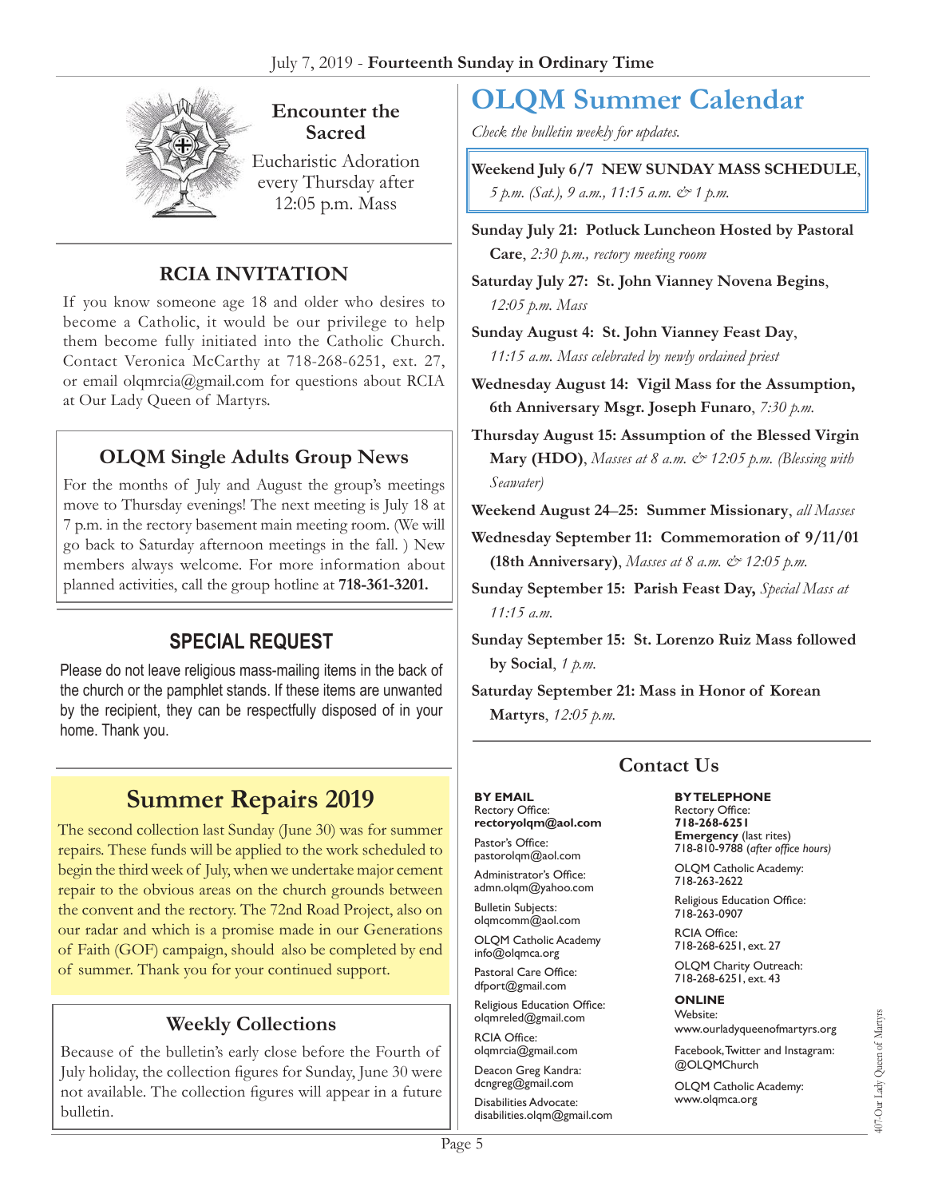## Encounter the Sacred

Eucharistic Adoration every Thursday after 12:05 p.m. Mass

## RCIA INVITATION

If you know someone age 18 and older who desires to become a Catholic, it would be our privilege to help them become fully initiated into the Catholic Church. Contact Veronica McCarthy at 718-268-6251, ext. 27, or email olqmrcia@gmail.com for questions about RCIA at Our Lady Queen of Martyrs.

## OLQM Single Adults Group News

For the months of July and August the group's meetings move to Thursday evenings! The next meeting is July 18 at 7 p.m. in the rectory basement main meeting room. (We will go back to Saturday afternoon meetings in the fall. ) New members always welcome. For more information about planned activities, call the group hotline at **718-361-3201.**

## SPECIAL REQUEST

Please do not leave religious mass-mailing items in the back of the church or the pamphlet stands. If these items are unwanted by the recipient, they can be respectfully disposed of in your home. Thank you.

## Summer Repairs 2019

The second collection last Sunday (June 30) was for summer repairs. These funds will be applied to the work scheduled to begin the third week of July, when we undertake major cement repair to the obvious areas on the church grounds between the convent and the rectory. The 72nd Road Project, also on our radar and which is a promise made in our Generations of Faith (GOF) campaign, should also be completed by end of summer. Thank you for your continued support.

## Weekly Collections

Because of the bulletin's early close before the Fourth of July holiday, the collection figures for Sunday, June 30 were not available. The collection figures will appear in a future bulletin.

# OLQM Summer Calendar

*Check the bulletin weekly for updates.*

**Weekend July 6/7 NEW SUNDAY MASS SCHEDULE**, *5 p.m. (Sat.), 9 a.m., 11:15 a.m. & 1 p.m.*

**Sunday July 21: Potluck Luncheon Hosted by Pastoral Care**, *2:30 p.m., rectory meeting room*

**Saturday July 27: St. John Vianney Novena Begins**, *12:05 p.m. Mass*

**Sunday August 4: St. John Vianney Feast Day**, *11:15 a.m. Mass celebrated by newly ordained priest*

**Wednesday August 14: Vigil Mass for the Assumption, 6th Anniversary Msgr. Joseph Funaro**, *7:30 p.m.*

**Thursday August 15: Assumption of the Blessed Virgin Mary (HDO)**, *Masses at 8 a.m. & 12:05 p.m. (Blessing with Seawater)*

**Weekend August 24–25: Summer Missionary**, *all Masses*

**Wednesday September 11: Commemoration of 9/11/01 (18th Anniversary)**, *Masses at 8 a.m. & 12:05 p.m.*

**Sunday September 15: Parish Feast Day,** *Special Mass at 11:15 a.m.*

**Sunday September 15: St. Lorenzo Ruiz Mass followed by Social**, *1 p.m.*

**Saturday September 21: Mass in Honor of Korean Martyrs**, *12:05 p.m.*

## Contact Us

**BY EMAIL**

Rectory Office:
**rectoryolqm@aol.com**

Pastor's Office:
pastorolqm@aol.com

Administrator's Office:
admn.olqm@yahoo.com

Bulletin Subjects:
olqmcomm@aol.com

OLQM Catholic Academy
info@olqmca.org

Pastoral Care Office:
dfport@gmail.com

Religious Education Office:
olqmreled@gmail.com

RCIA Office:
olqmrcia@gmail.com

Deacon Greg Kandra:
dcngreg@gmail.com

Disabilities Advocate:
disabilities.olqm@gmail.com

**BY TELEPHONE**

Rectory Office:
**718-268-6251**
**Emergency** (last rites)
718-810-9788 (*after office hours)*

OLQM Catholic Academy:
718-263-2622

Religious Education Office:
718-263-0907

RCIA Office:
718-268-6251, ext. 27

OLQM Charity Outreach:
718-268-6251, ext. 43

**ONLINE**

Website:
www.ourladyqueenofmartyrs.org

Facebook, Twitter and Instagram:
@OLQMChurch

OLQM Catholic Academy:
www.olqmca.org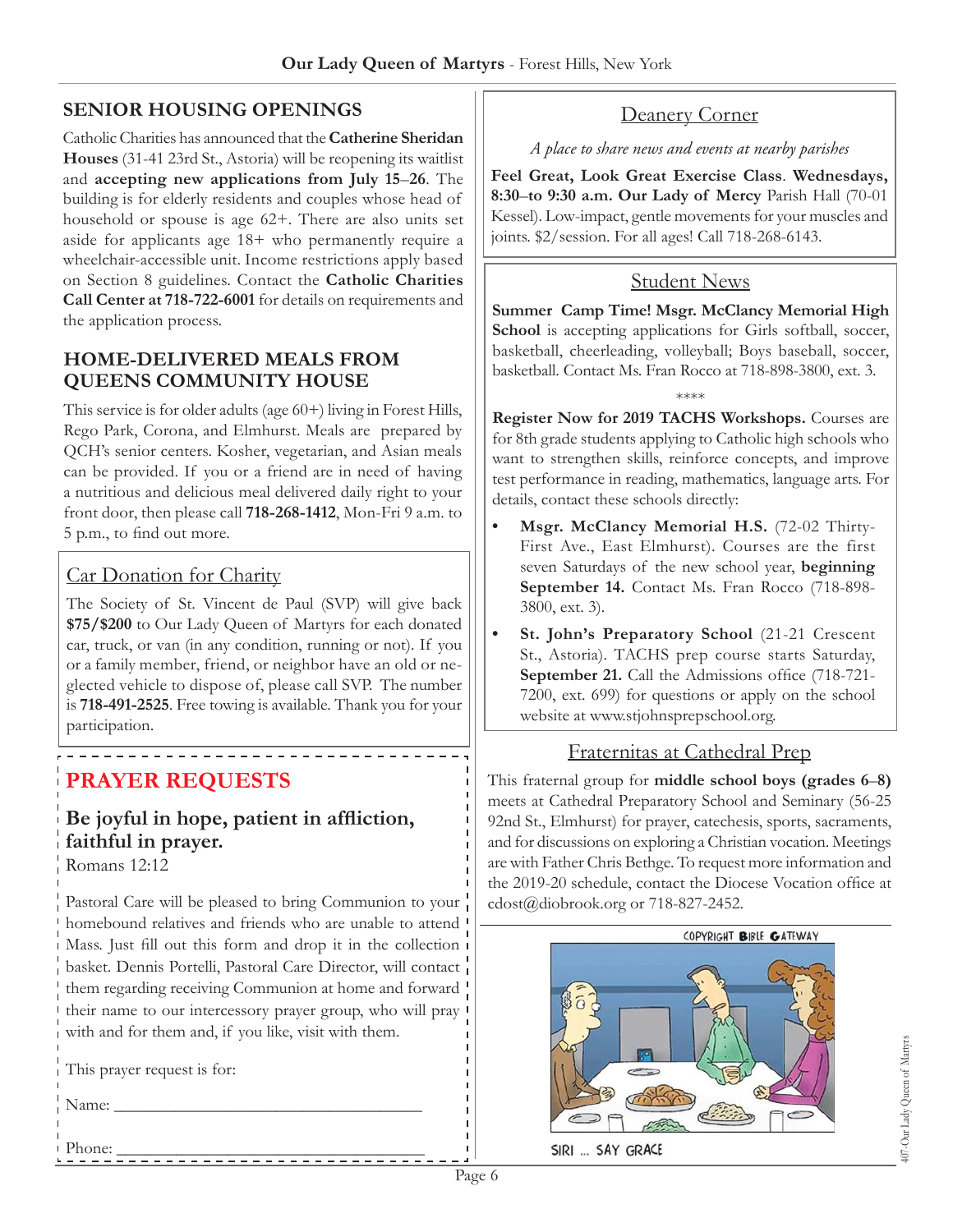## SENIOR HOUSING OPENINGS

Catholic Charities has announced that the **Catherine Sheridan Houses** (31-41 23rd St., Astoria) will be reopening its waitlist and **accepting new applications from July 15–26**. The building is for elderly residents and couples whose head of household or spouse is age 62+. There are also units set aside for applicants age 18+ who permanently require a wheelchair-accessible unit. Income restrictions apply based on Section 8 guidelines. Contact the **Catholic Charities Call Center at 718-722-6001** for details on requirements and the application process.

## HOME-DELIVERED MEALS FROM QUEENS COMMUNITY HOUSE

This service is for older adults (age 60+) living in Forest Hills, Rego Park, Corona, and Elmhurst. Meals are prepared by QCH's senior centers. Kosher, vegetarian, and Asian meals can be provided. If you or a friend are in need of having a nutritious and delicious meal delivered daily right to your front door, then please call **718-268-1412**, Mon-Fri 9 a.m. to 5 p.m., to find out more.

### Car Donation for Charity

The Society of St. Vincent de Paul (SVP) will give back **$75/$200** to Our Lady Queen of Martyrs for each donated car, truck, or van (in any condition, running or not). If you or a family member, friend, or neighbor have an old or neglected vehicle to dispose of, please call SVP. The number is **718-491-2525**. Free towing is available. Thank you for your participation.

## PRAYER REQUESTS

**Be joyful in hope, patient in affliction, faithful in prayer.**
Romans 12:12

Pastoral Care will be pleased to bring Communion to your homebound relatives and friends who are unable to attend Mass. Just fill out this form and drop it in the collection basket. Dennis Portelli, Pastoral Care Director, will contact them regarding receiving Communion at home and forward their name to our intercessory prayer group, who will pray with and for them and, if you like, visit with them.

This prayer request is for:

Name: ___________________________________

Phone: ___________________________________

### Deanery Corner

*A place to share news and events at nearby parishes*

**Feel Great, Look Great Exercise Class**. **Wednesdays, 8:30–to 9:30 a.m. Our Lady of Mercy** Parish Hall (70-01 Kessel). Low-impact, gentle movements for your muscles and joints. $2/session. For all ages! Call 718-268-6143.

### Student News

**Summer Camp Time! Msgr. McClancy Memorial High School** is accepting applications for Girls softball, soccer, basketball, cheerleading, volleyball; Boys baseball, soccer, basketball. Contact Ms. Fran Rocco at 718-898-3800, ext. 3.

****

**Register Now for 2019 TACHS Workshops.** Courses are for 8th grade students applying to Catholic high schools who want to strengthen skills, reinforce concepts, and improve test performance in reading, mathematics, language arts. For details, contact these schools directly:

- **Msgr. McClancy Memorial H.S.** (72-02 Thirty-First Ave., East Elmhurst). Courses are the first seven Saturdays of the new school year, **beginning September 14.** Contact Ms. Fran Rocco (718-898-3800, ext. 3).
- **St. John's Preparatory School** (21-21 Crescent St., Astoria). TACHS prep course starts Saturday, **September 21.** Call the Admissions office (718-721-7200, ext. 699) for questions or apply on the school website at www.stjohnsprepschool.org.

### Fraternitas at Cathedral Prep

This fraternal group for **middle school boys (grades 6–8)** meets at Cathedral Preparatory School and Seminary (56-25 92nd St., Elmhurst) for prayer, catechesis, sports, sacraments, and for discussions on exploring a Christian vocation. Meetings are with Father Chris Bethge. To request more information and the 2019-20 schedule, contact the Diocese Vocation office at cdost@diobrook.org or 718-827-2452.

COPYRIGHT BIBLE GATEWAY

SIRI ... SAY GRACE